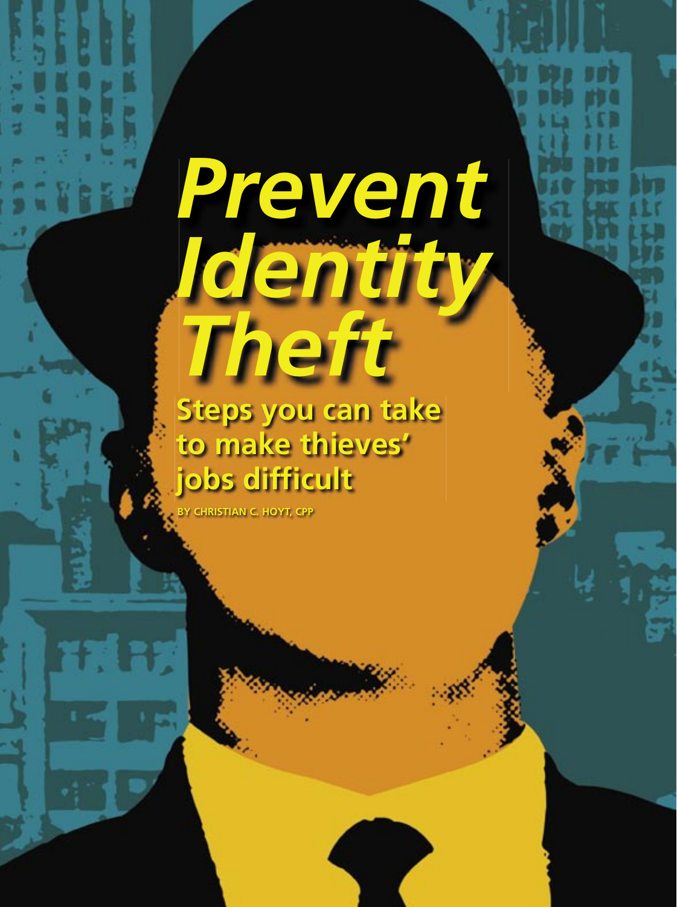# Prevent Identity Theft

## Steps you can take to make thieves' jobs difficult

BY CHRISTIAN C. HOYT, CPP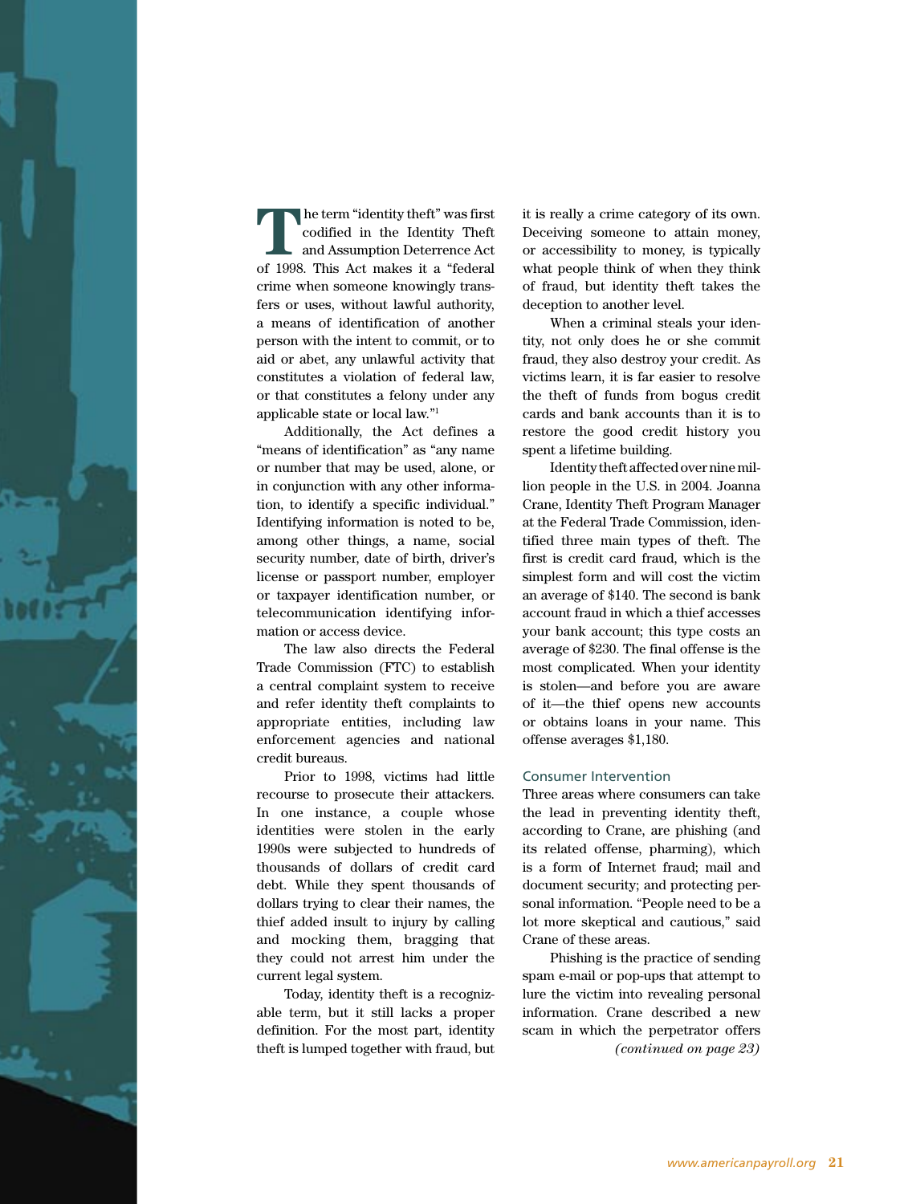The term "identity theft" was first codified in the Identity Theft and Assumption Deterrence Act of 1998. This Act makes it a "federal crime when someone knowingly transfers or uses, without lawful authority, a means of identification of another person with the intent to commit, or to aid or abet, any unlawful activity that constitutes a violation of federal law, or that constitutes a felony under any applicable state or local law."[1]

Additionally, the Act defines a "means of identification" as "any name or number that may be used, alone, or in conjunction with any other information, to identify a specific individual." Identifying information is noted to be, among other things, a name, social security number, date of birth, driver's license or passport number, employer or taxpayer identification number, or telecommunication identifying information or access device.

The law also directs the Federal Trade Commission (FTC) to establish a central complaint system to receive and refer identity theft complaints to appropriate entities, including law enforcement agencies and national credit bureaus.

Prior to 1998, victims had little recourse to prosecute their attackers. In one instance, a couple whose identities were stolen in the early 1990s were subjected to hundreds of thousands of dollars of credit card debt. While they spent thousands of dollars trying to clear their names, the thief added insult to injury by calling and mocking them, bragging that they could not arrest him under the current legal system.

Today, identity theft is a recognizable term, but it still lacks a proper definition. For the most part, identity theft is lumped together with fraud, but it is really a crime category of its own. Deceiving someone to attain money, or accessibility to money, is typically what people think of when they think of fraud, but identity theft takes the deception to another level.

When a criminal steals your identity, not only does he or she commit fraud, they also destroy your credit. As victims learn, it is far easier to resolve the theft of funds from bogus credit cards and bank accounts than it is to restore the good credit history you spent a lifetime building.

Identity theft affected over nine million people in the U.S. in 2004. Joanna Crane, Identity Theft Program Manager at the Federal Trade Commission, identified three main types of theft. The first is credit card fraud, which is the simplest form and will cost the victim an average of $140. The second is bank account fraud in which a thief accesses your bank account; this type costs an average of $230. The final offense is the most complicated. When your identity is stolen—and before you are aware of it—the thief opens new accounts or obtains loans in your name. This offense averages $1,180.

### Consumer Intervention

Three areas where consumers can take the lead in preventing identity theft, according to Crane, are phishing (and its related offense, pharming), which is a form of Internet fraud; mail and document security; and protecting personal information. "People need to be a lot more skeptical and cautious," said Crane of these areas.

Phishing is the practice of sending spam e-mail or pop-ups that attempt to lure the victim into revealing personal information. Crane described a new scam in which the perpetrator offers

*(continued on page 23)*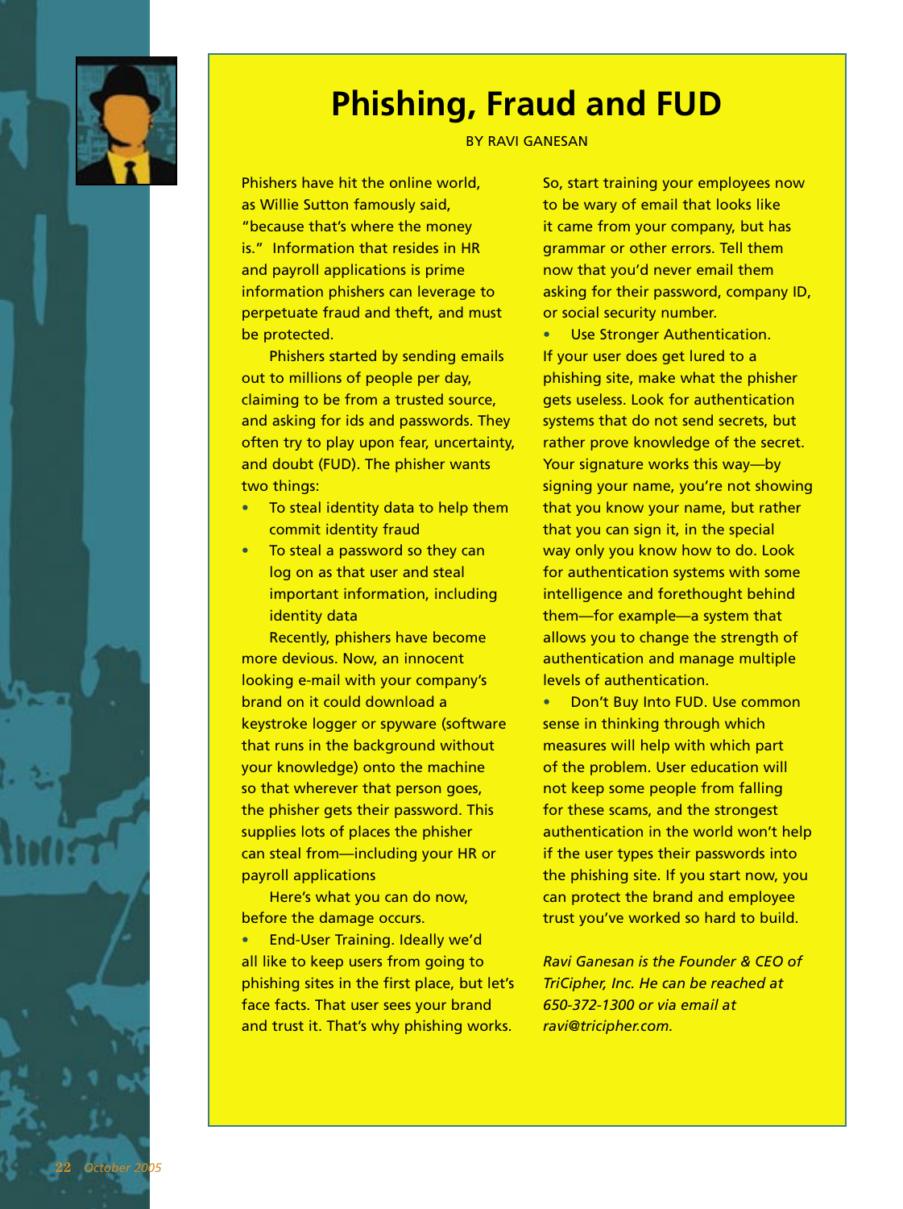# Phishing, Fraud and FUD

BY RAVI GANESAN

Phishers have hit the online world, as Willie Sutton famously said, "because that's where the money is." Information that resides in HR and payroll applications is prime information phishers can leverage to perpetuate fraud and theft, and must be protected.

Phishers started by sending emails out to millions of people per day, claiming to be from a trusted source, and asking for ids and passwords. They often try to play upon fear, uncertainty, and doubt (FUD). The phisher wants two things:

- To steal identity data to help them commit identity fraud
- To steal a password so they can log on as that user and steal important information, including identity data

Recently, phishers have become more devious. Now, an innocent looking e-mail with your company's brand on it could download a keystroke logger or spyware (software that runs in the background without your knowledge) onto the machine so that wherever that person goes, the phisher gets their password. This supplies lots of places the phisher can steal from—including your HR or payroll applications

Here's what you can do now, before the damage occurs.

- End-User Training. Ideally we'd all like to keep users from going to phishing sites in the first place, but let's face facts. That user sees your brand and trust it. That's why phishing works. So, start training your employees now to be wary of email that looks like it came from your company, but has grammar or other errors. Tell them now that you'd never email them asking for their password, company ID, or social security number.
- Use Stronger Authentication. If your user does get lured to a phishing site, make what the phisher gets useless. Look for authentication systems that do not send secrets, but rather prove knowledge of the secret. Your signature works this way—by signing your name, you're not showing that you know your name, but rather that you can sign it, in the special way only you know how to do. Look for authentication systems with some intelligence and forethought behind them—for example—a system that allows you to change the strength of authentication and manage multiple levels of authentication.
- Don't Buy Into FUD. Use common sense in thinking through which measures will help with which part of the problem. User education will not keep some people from falling for these scams, and the strongest authentication in the world won't help if the user types their passwords into the phishing site. If you start now, you can protect the brand and employee trust you've worked so hard to build.

*Ravi Ganesan is the Founder & CEO of TriCipher, Inc. He can be reached at 650-372-1300 or via email at ravi@tricipher.com.*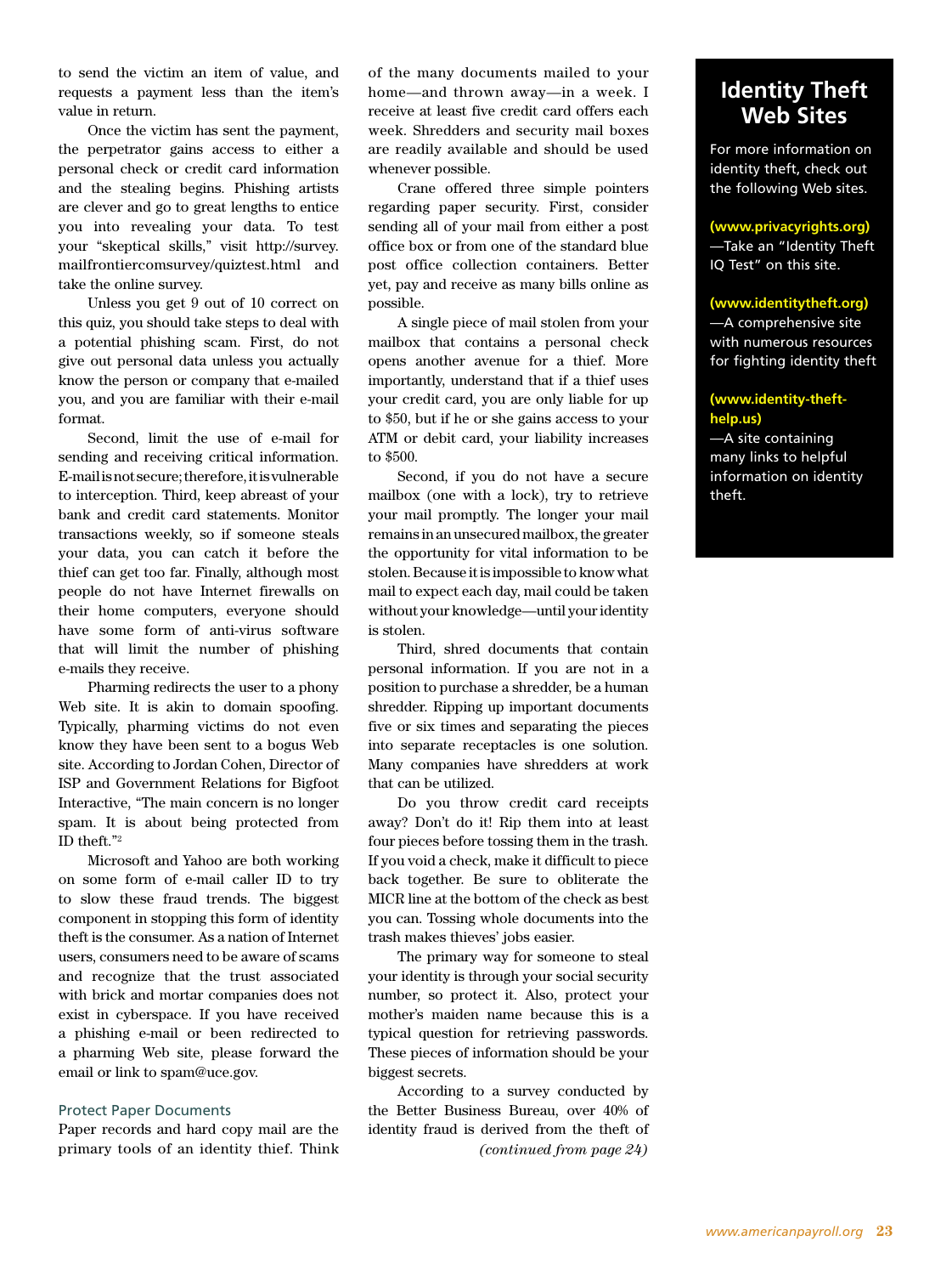to send the victim an item of value, and requests a payment less than the item's value in return.

Once the victim has sent the payment, the perpetrator gains access to either a personal check or credit card information and the stealing begins. Phishing artists are clever and go to great lengths to entice you into revealing your data. To test your "skeptical skills," visit http://survey.mailfrontiercomsurvey/quiztest.html and take the online survey.

Unless you get 9 out of 10 correct on this quiz, you should take steps to deal with a potential phishing scam. First, do not give out personal data unless you actually know the person or company that e-mailed you, and you are familiar with their e-mail format.

Second, limit the use of e-mail for sending and receiving critical information. E-mail is not secure; therefore, it is vulnerable to interception. Third, keep abreast of your bank and credit card statements. Monitor transactions weekly, so if someone steals your data, you can catch it before the thief can get too far. Finally, although most people do not have Internet firewalls on their home computers, everyone should have some form of anti-virus software that will limit the number of phishing e-mails they receive.

Pharming redirects the user to a phony Web site. It is akin to domain spoofing. Typically, pharming victims do not even know they have been sent to a bogus Web site. According to Jordan Cohen, Director of ISP and Government Relations for Bigfoot Interactive, "The main concern is no longer spam. It is about being protected from ID theft."[2]

Microsoft and Yahoo are both working on some form of e-mail caller ID to try to slow these fraud trends. The biggest component in stopping this form of identity theft is the consumer. As a nation of Internet users, consumers need to be aware of scams and recognize that the trust associated with brick and mortar companies does not exist in cyberspace. If you have received a phishing e-mail or been redirected to a pharming Web site, please forward the email or link to spam@uce.gov.

### Protect Paper Documents

Paper records and hard copy mail are the primary tools of an identity thief. Think of the many documents mailed to your home—and thrown away—in a week. I receive at least five credit card offers each week. Shredders and security mail boxes are readily available and should be used whenever possible.

Crane offered three simple pointers regarding paper security. First, consider sending all of your mail from either a post office box or from one of the standard blue post office collection containers. Better yet, pay and receive as many bills online as possible.

A single piece of mail stolen from your mailbox that contains a personal check opens another avenue for a thief. More importantly, understand that if a thief uses your credit card, you are only liable for up to $50, but if he or she gains access to your ATM or debit card, your liability increases to $500.

Second, if you do not have a secure mailbox (one with a lock), try to retrieve your mail promptly. The longer your mail remains in an unsecured mailbox, the greater the opportunity for vital information to be stolen. Because it is impossible to know what mail to expect each day, mail could be taken without your knowledge—until your identity is stolen.

Third, shred documents that contain personal information. If you are not in a position to purchase a shredder, be a human shredder. Ripping up important documents five or six times and separating the pieces into separate receptacles is one solution. Many companies have shredders at work that can be utilized.

Do you throw credit card receipts away? Don't do it! Rip them into at least four pieces before tossing them in the trash. If you void a check, make it difficult to piece back together. Be sure to obliterate the MICR line at the bottom of the check as best you can. Tossing whole documents into the trash makes thieves' jobs easier.

The primary way for someone to steal your identity is through your social security number, so protect it. Also, protect your mother's maiden name because this is a typical question for retrieving passwords. These pieces of information should be your biggest secrets.

According to a survey conducted by the Better Business Bureau, over 40% of identity fraud is derived from the theft of

*(continued from page 24)*

## Identity Theft Web Sites

For more information on identity theft, check out the following Web sites.

**(www.privacyrights.org)**
—Take an "Identity Theft IQ Test" on this site.

**(www.identitytheft.org)**
—A comprehensive site with numerous resources for fighting identity theft

**(www.identity-theft-help.us)**
—A site containing many links to helpful information on identity theft.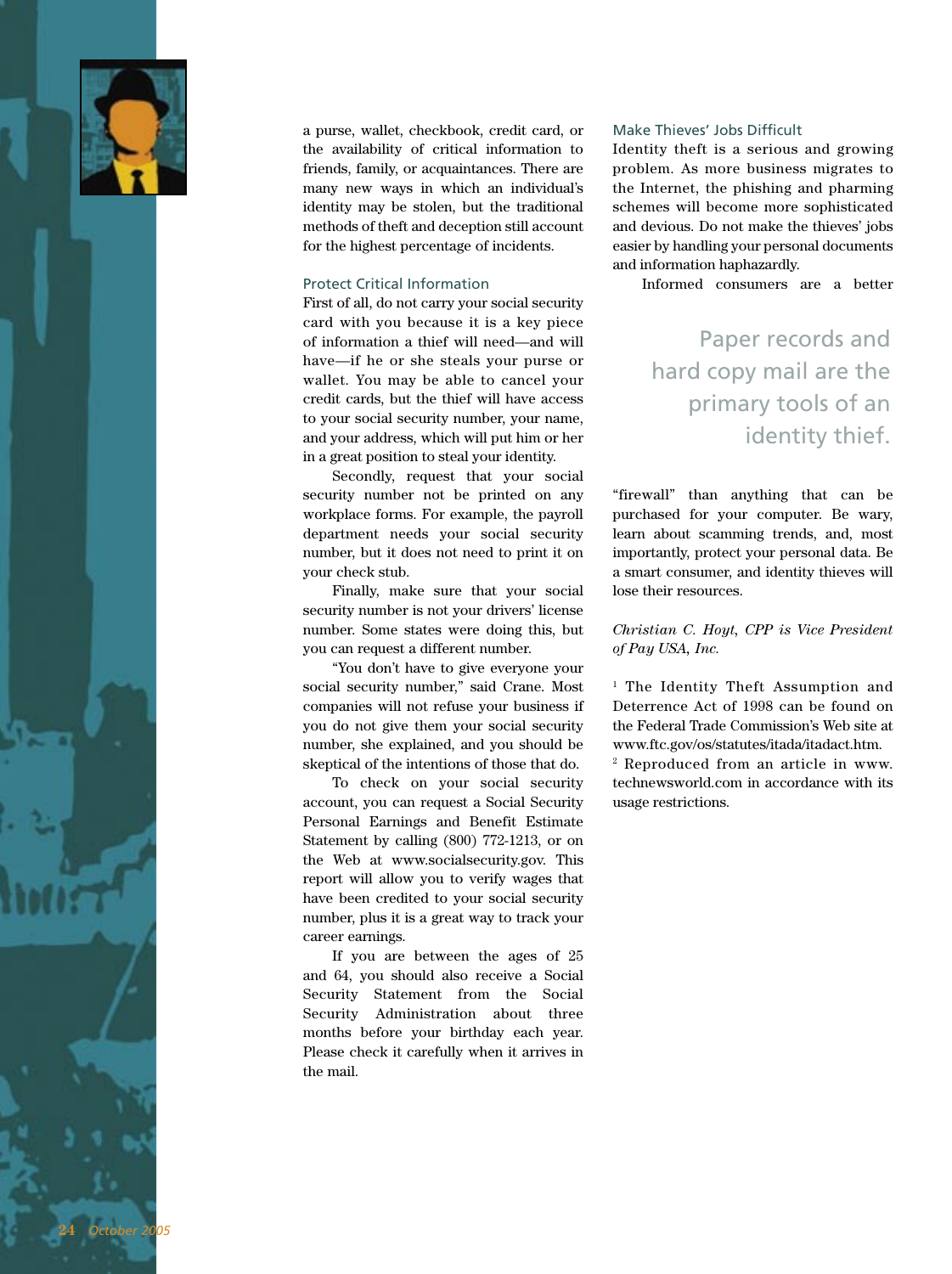a purse, wallet, checkbook, credit card, or the availability of critical information to friends, family, or acquaintances. There are many new ways in which an individual's identity may be stolen, but the traditional methods of theft and deception still account for the highest percentage of incidents.

### Protect Critical Information

First of all, do not carry your social security card with you because it is a key piece of information a thief will need—and will have—if he or she steals your purse or wallet. You may be able to cancel your credit cards, but the thief will have access to your social security number, your name, and your address, which will put him or her in a great position to steal your identity.

Secondly, request that your social security number not be printed on any workplace forms. For example, the payroll department needs your social security number, but it does not need to print it on your check stub.

Finally, make sure that your social security number is not your drivers' license number. Some states were doing this, but you can request a different number.

"You don't have to give everyone your social security number," said Crane. Most companies will not refuse your business if you do not give them your social security number, she explained, and you should be skeptical of the intentions of those that do.

To check on your social security account, you can request a Social Security Personal Earnings and Benefit Estimate Statement by calling (800) 772-1213, or on the Web at www.socialsecurity.gov. This report will allow you to verify wages that have been credited to your social security number, plus it is a great way to track your career earnings.

If you are between the ages of 25 and 64, you should also receive a Social Security Statement from the Social Security Administration about three months before your birthday each year. Please check it carefully when it arrives in the mail.

### Make Thieves' Jobs Difficult

Identity theft is a serious and growing problem. As more business migrates to the Internet, the phishing and pharming schemes will become more sophisticated and devious. Do not make the thieves' jobs easier by handling your personal documents and information haphazardly.

Informed consumers are a better "firewall" than anything that can be purchased for your computer. Be wary, learn about scamming trends, and, most importantly, protect your personal data. Be a smart consumer, and identity thieves will lose their resources.

> Paper records and hard copy mail are the primary tools of an identity thief.

*Christian C. Hoyt, CPP is Vice President of Pay USA, Inc.*

[1] The Identity Theft Assumption and Deterrence Act of 1998 can be found on the Federal Trade Commission's Web site at www.ftc.gov/os/statutes/itada/itadact.htm.

[2] Reproduced from an article in www.technewsworld.com in accordance with its usage restrictions.